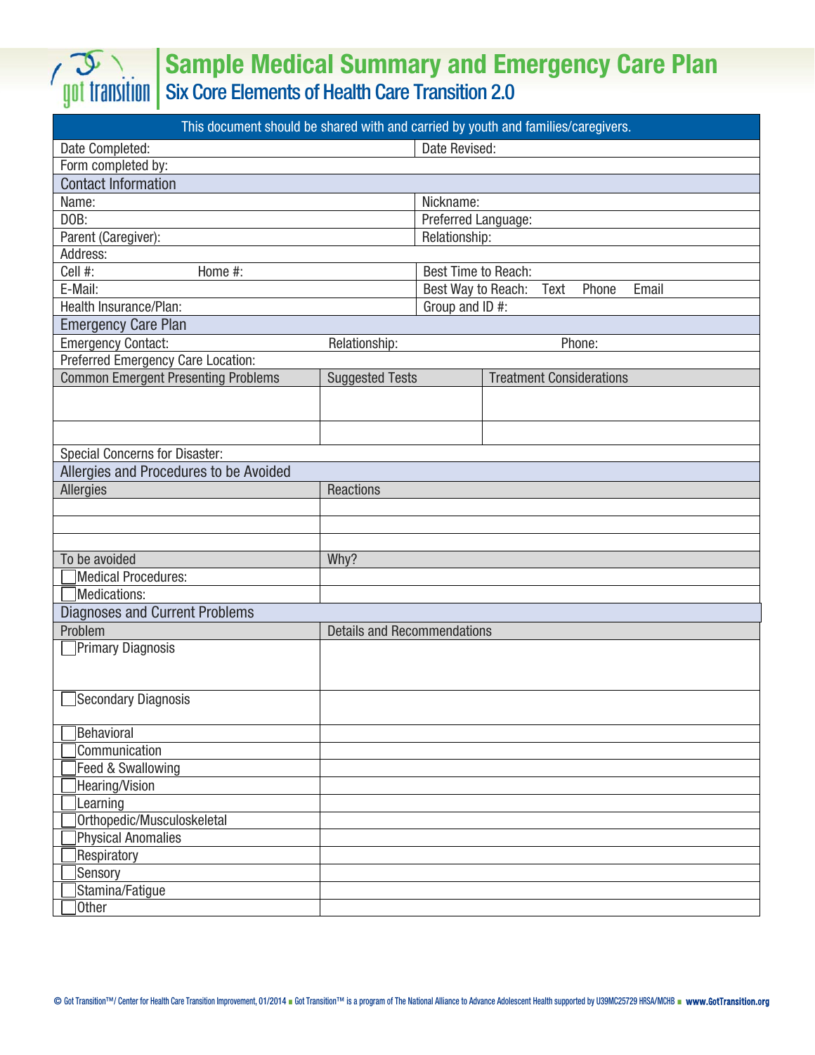# Sample Medical Summary and Emergency Care Plan

## Six Core Elements of Health Care Transition 2.0

**This document should be shared with and carried by youth and families/caregivers.**

| | |
|---|---|
| Date Completed: | Date Revised: |
| Form completed by: | |

### Contact Information

| | |
|---|---|
| Name: | Nickname: |
| DOB: | Preferred Language: |
| Parent (Caregiver): | Relationship: |
| Address: | |
| Cell #: Home #: | Best Time to Reach: |
| E-Mail: | Best Way to Reach: Text Phone Email |
| Health Insurance/Plan: | Group and ID #: |

### Emergency Care Plan

| | | |
|---|---|---|
| Emergency Contact: | Relationship: | Phone: |
| Preferred Emergency Care Location: | | |

| Common Emergent Presenting Problems | Suggested Tests | Treatment Considerations |
|---|---|---|
| | | |
| | | |

Special Concerns for Disaster:

### Allergies and Procedures to be Avoided

| Allergies | Reactions |
|---|---|
| | |
| | |
| | |

| To be avoided | Why? |
|---|---|
| ☐ Medical Procedures: | |
| ☐ Medications: | |

### Diagnoses and Current Problems

| Problem | Details and Recommendations |
|---|---|
| ☐ Primary Diagnosis | |
| ☐ Secondary Diagnosis | |
| ☐ Behavioral | |
| ☐ Communication | |
| ☐ Feed & Swallowing | |
| ☐ Hearing/Vision | |
| ☐ Learning | |
| ☐ Orthopedic/Musculoskeletal | |
| ☐ Physical Anomalies | |
| ☐ Respiratory | |
| ☐ Sensory | |
| ☐ Stamina/Fatigue | |
| ☐ Other | |

© Got Transition™/ Center for Health Care Transition Improvement, 01/2014 ■ Got Transition™ is a program of The National Alliance to Advance Adolescent Health supported by U39MC25729 HRSA/MCHB ■ www.GotTransition.org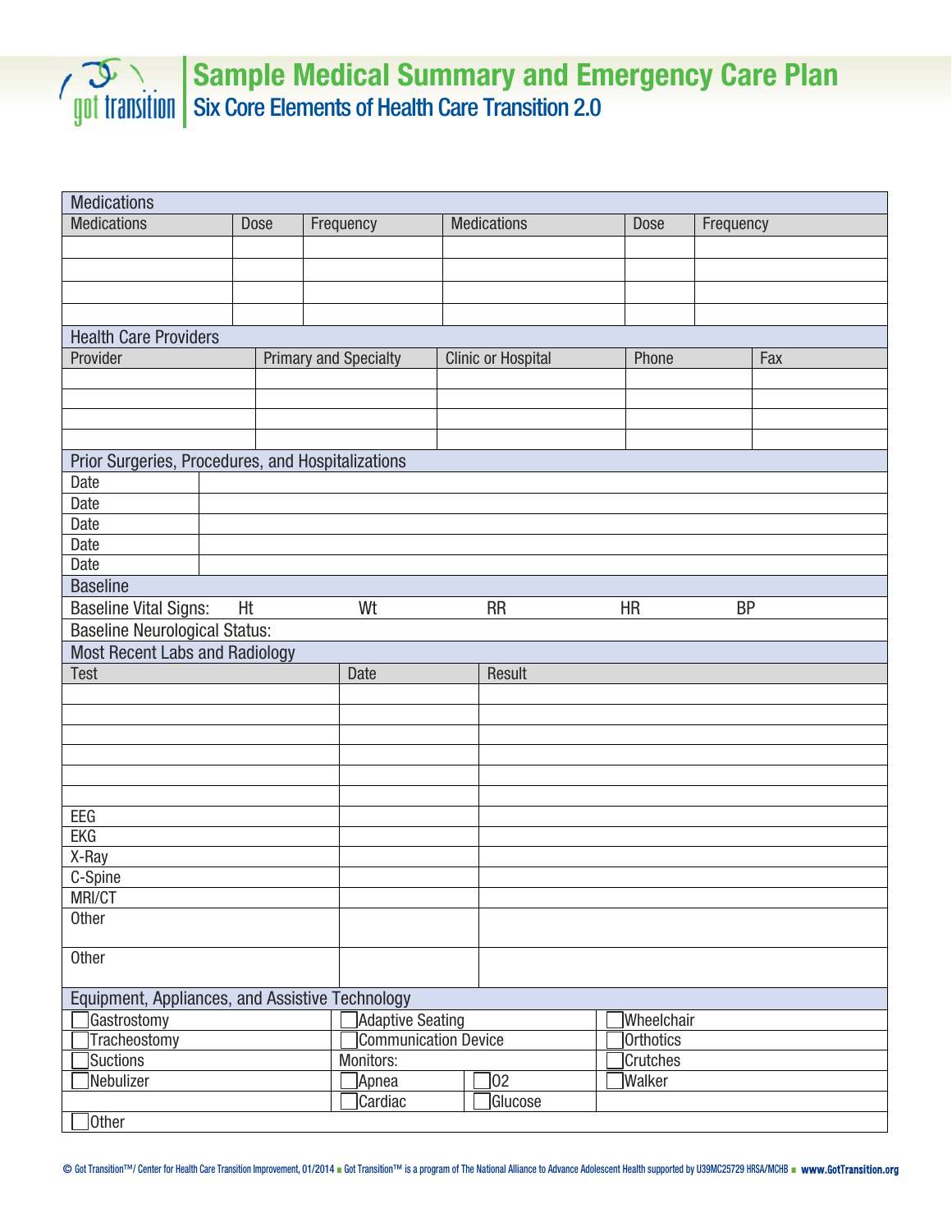# Sample Medical Summary and Emergency Care Plan

## Six Core Elements of Health Care Transition 2.0

### Medications

| Medications | Dose | Frequency | Medications | Dose | Frequency |
|---|---|---|---|---|---|
| | | | | | |
| | | | | | |
| | | | | | |
| | | | | | |

### Health Care Providers

| Provider | Primary and Specialty | Clinic or Hospital | Phone | Fax |
|---|---|---|---|---|
| | | | | |
| | | | | |
| | | | | |
| | | | | |

### Prior Surgeries, Procedures, and Hospitalizations

| | |
|---|---|
| Date | |
| Date | |
| Date | |
| Date | |
| Date | |

### Baseline

Baseline Vital Signs: Ht Wt RR HR BP

Baseline Neurological Status:

### Most Recent Labs and Radiology

| Test | Date | Result |
|---|---|---|
| | | |
| | | |
| | | |
| | | |
| | | |
| | | |
| EEG | | |
| EKG | | |
| X-Ray | | |
| C-Spine | | |
| MRI/CT | | |
| Other | | |
| Other | | |

### Equipment, Appliances, and Assistive Technology

| | | | |
|---|---|---|---|
| ☐ Gastrostomy | ☐ Adaptive Seating | | ☐ Wheelchair |
| ☐ Tracheostomy | ☐ Communication Device | | ☐ Orthotics |
| ☐ Suctions | Monitors: | | ☐ Crutches |
| ☐ Nebulizer | ☐ Apnea | ☐ O2 | ☐ Walker |
| | ☐ Cardiac | ☐ Glucose | |
| ☐ Other | | | |

© Got Transition™/ Center for Health Care Transition Improvement, 01/2014 ■ Got Transition™ is a program of The National Alliance to Advance Adolescent Health supported by U39MC25729 HRSA/MCHB ■ www.GotTransition.org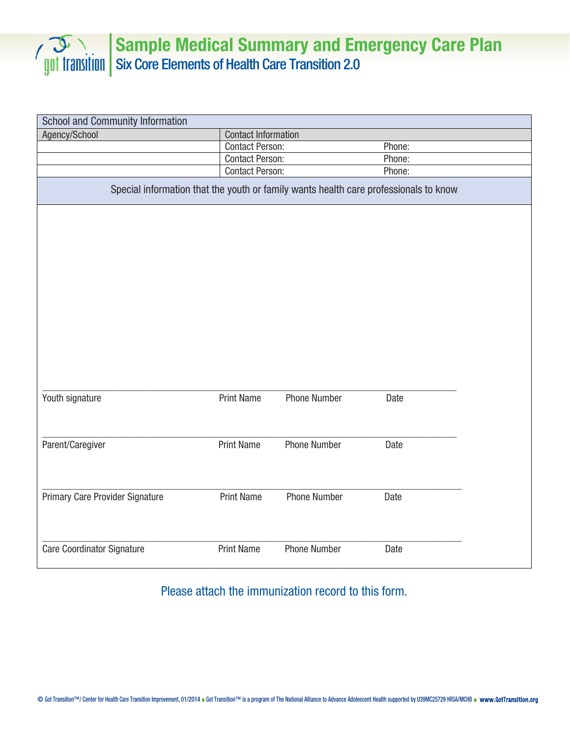# Sample Medical Summary and Emergency Care Plan

## Six Core Elements of Health Care Transition 2.0

| School and Community Information | | |
|---|---|---|
| Agency/School | Contact Information | |
| | Contact Person: | Phone: |
| | Contact Person: | Phone: |
| | Contact Person: | Phone: |

Special information that the youth or family wants health care professionals to know

\_\_\_\_\_\_\_\_\_\_\_\_\_\_\_\_\_\_\_\_\_\_\_\_\_\_\_\_\_\_\_\_\_\_\_\_\_\_\_\_\_\_\_\_\_\_\_\_\_\_\_\_\_\_\_\_\_\_\_\_\_\_\_\_\_\_\_\_\_\_
Youth signature | Print Name | Phone Number | Date

\_\_\_\_\_\_\_\_\_\_\_\_\_\_\_\_\_\_\_\_\_\_\_\_\_\_\_\_\_\_\_\_\_\_\_\_\_\_\_\_\_\_\_\_\_\_\_\_\_\_\_\_\_\_\_\_\_\_\_\_\_\_\_\_\_\_\_\_\_\_
Parent/Caregiver | Print Name | Phone Number | Date

\_\_\_\_\_\_\_\_\_\_\_\_\_\_\_\_\_\_\_\_\_\_\_\_\_\_\_\_\_\_\_\_\_\_\_\_\_\_\_\_\_\_\_\_\_\_\_\_\_\_\_\_\_\_\_\_\_\_\_\_\_\_\_\_\_\_\_\_\_\_
Primary Care Provider Signature | Print Name | Phone Number | Date

\_\_\_\_\_\_\_\_\_\_\_\_\_\_\_\_\_\_\_\_\_\_\_\_\_\_\_\_\_\_\_\_\_\_\_\_\_\_\_\_\_\_\_\_\_\_\_\_\_\_\_\_\_\_\_\_\_\_\_\_\_\_\_\_\_\_\_\_\_\_
Care Coordinator Signature | Print Name | Phone Number | Date

Please attach the immunization record to this form.

© Got Transition™/ Center for Health Care Transition Improvement, 01/2014 ■ Got Transition™ is a program of The National Alliance to Advance Adolescent Health supported by U39MC25729 HRSA/MCHB ■ www.GotTransition.org